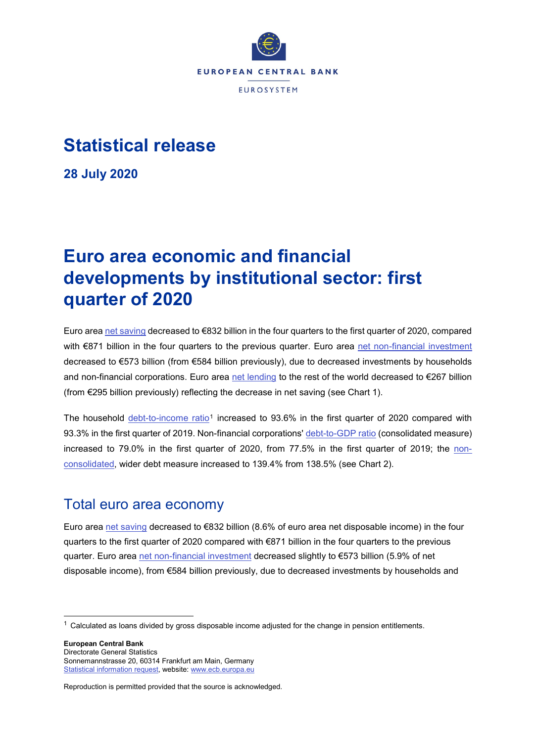EUROPEAN CENTRAL BANK

EUROSYSTEM

# Statistical release

**28 July 2020**

# Euro area economic and financial developments by institutional sector: first quarter of 2020

Euro area net saving decreased to €832 billion in the four quarters to the first quarter of 2020, compared with €871 billion in the four quarters to the previous quarter. Euro area net non-financial investment decreased to €573 billion (from €584 billion previously), due to decreased investments by households and non-financial corporations. Euro area net lending to the rest of the world decreased to €267 billion (from €295 billion previously) reflecting the decrease in net saving (see Chart 1).

The household debt-to-income ratio[1] increased to 93.6% in the first quarter of 2020 compared with 93.3% in the first quarter of 2019. Non-financial corporations' debt-to-GDP ratio (consolidated measure) increased to 79.0% in the first quarter of 2020, from 77.5% in the first quarter of 2019; the non-consolidated, wider debt measure increased to 139.4% from 138.5% (see Chart 2).

## Total euro area economy

Euro area net saving decreased to €832 billion (8.6% of euro area net disposable income) in the four quarters to the first quarter of 2020 compared with €871 billion in the four quarters to the previous quarter. Euro area net non-financial investment decreased slightly to €573 billion (5.9% of net disposable income), from €584 billion previously, due to decreased investments by households and

[1] Calculated as loans divided by gross disposable income adjusted for the change in pension entitlements.

**European Central Bank**
Directorate General Statistics
Sonnemannstrasse 20, 60314 Frankfurt am Main, Germany
Statistical information request, website: www.ecb.europa.eu

Reproduction is permitted provided that the source is acknowledged.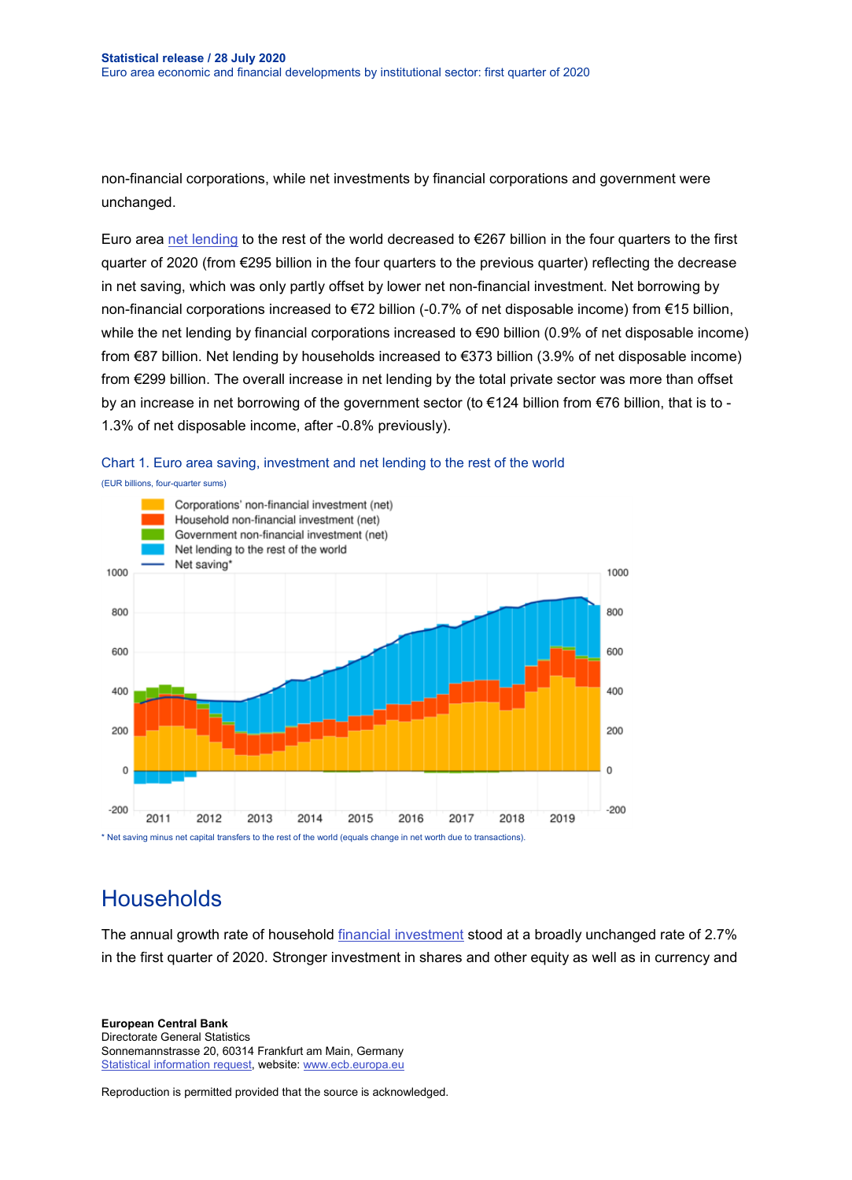non-financial corporations, while net investments by financial corporations and government were unchanged.

Euro area net lending to the rest of the world decreased to €267 billion in the four quarters to the first quarter of 2020 (from €295 billion in the four quarters to the previous quarter) reflecting the decrease in net saving, which was only partly offset by lower net non-financial investment. Net borrowing by non-financial corporations increased to €72 billion (-0.7% of net disposable income) from €15 billion, while the net lending by financial corporations increased to €90 billion (0.9% of net disposable income) from €87 billion. Net lending by households increased to €373 billion (3.9% of net disposable income) from €299 billion. The overall increase in net lending by the total private sector was more than offset by an increase in net borrowing of the government sector (to €124 billion from €76 billion, that is to -1.3% of net disposable income, after -0.8% previously).

Chart 1. Euro area saving, investment and net lending to the rest of the world

(EUR billions, four-quarter sums)

\* Net saving minus net capital transfers to the rest of the world (equals change in net worth due to transactions).

## Households

The annual growth rate of household financial investment stood at a broadly unchanged rate of 2.7% in the first quarter of 2020. Stronger investment in shares and other equity as well as in currency and

**European Central Bank**
Directorate General Statistics
Sonnemannstrasse 20, 60314 Frankfurt am Main, Germany
Statistical information request, website: www.ecb.europa.eu

Reproduction is permitted provided that the source is acknowledged.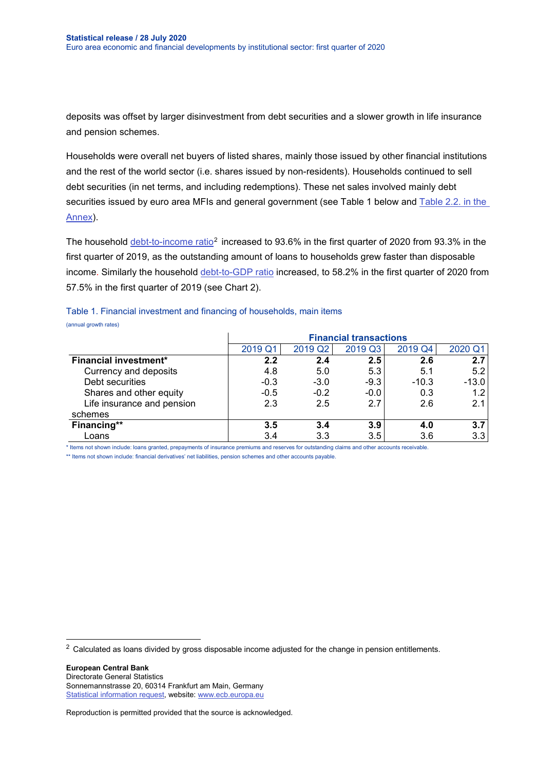deposits was offset by larger disinvestment from debt securities and a slower growth in life insurance and pension schemes.

Households were overall net buyers of listed shares, mainly those issued by other financial institutions and the rest of the world sector (i.e. shares issued by non-residents). Households continued to sell debt securities (in net terms, and including redemptions). These net sales involved mainly debt securities issued by euro area MFIs and general government (see Table 1 below and Table 2.2. in the Annex).

The household debt-to-income ratio[2] increased to 93.6% in the first quarter of 2020 from 93.3% in the first quarter of 2019, as the outstanding amount of loans to households grew faster than disposable income. Similarly the household debt-to-GDP ratio increased, to 58.2% in the first quarter of 2020 from 57.5% in the first quarter of 2019 (see Chart 2).

Table 1. Financial investment and financing of households, main items

(annual growth rates)

| | Financial transactions | | | | |
|---|---|---|---|---|---|
| | 2019 Q1 | 2019 Q2 | 2019 Q3 | 2019 Q4 | 2020 Q1 |
| **Financial investment*** | **2.2** | **2.4** | **2.5** | **2.6** | **2.7** |
| Currency and deposits | 4.8 | 5.0 | 5.3 | 5.1 | 5.2 |
| Debt securities | -0.3 | -3.0 | -9.3 | -10.3 | -13.0 |
| Shares and other equity | -0.5 | -0.2 | -0.0 | 0.3 | 1.2 |
| Life insurance and pension schemes | 2.3 | 2.5 | 2.7 | 2.6 | 2.1 |
| **Financing**** | **3.5** | **3.4** | **3.9** | **4.0** | **3.7** |
| Loans | 3.4 | 3.3 | 3.5 | 3.6 | 3.3 |

* Items not shown include: loans granted, prepayments of insurance premiums and reserves for outstanding claims and other accounts receivable.

** Items not shown include: financial derivatives' net liabilities, pension schemes and other accounts payable.

[2] Calculated as loans divided by gross disposable income adjusted for the change in pension entitlements.

**European Central Bank**
Directorate General Statistics
Sonnemannstrasse 20, 60314 Frankfurt am Main, Germany
Statistical information request, website: www.ecb.europa.eu

Reproduction is permitted provided that the source is acknowledged.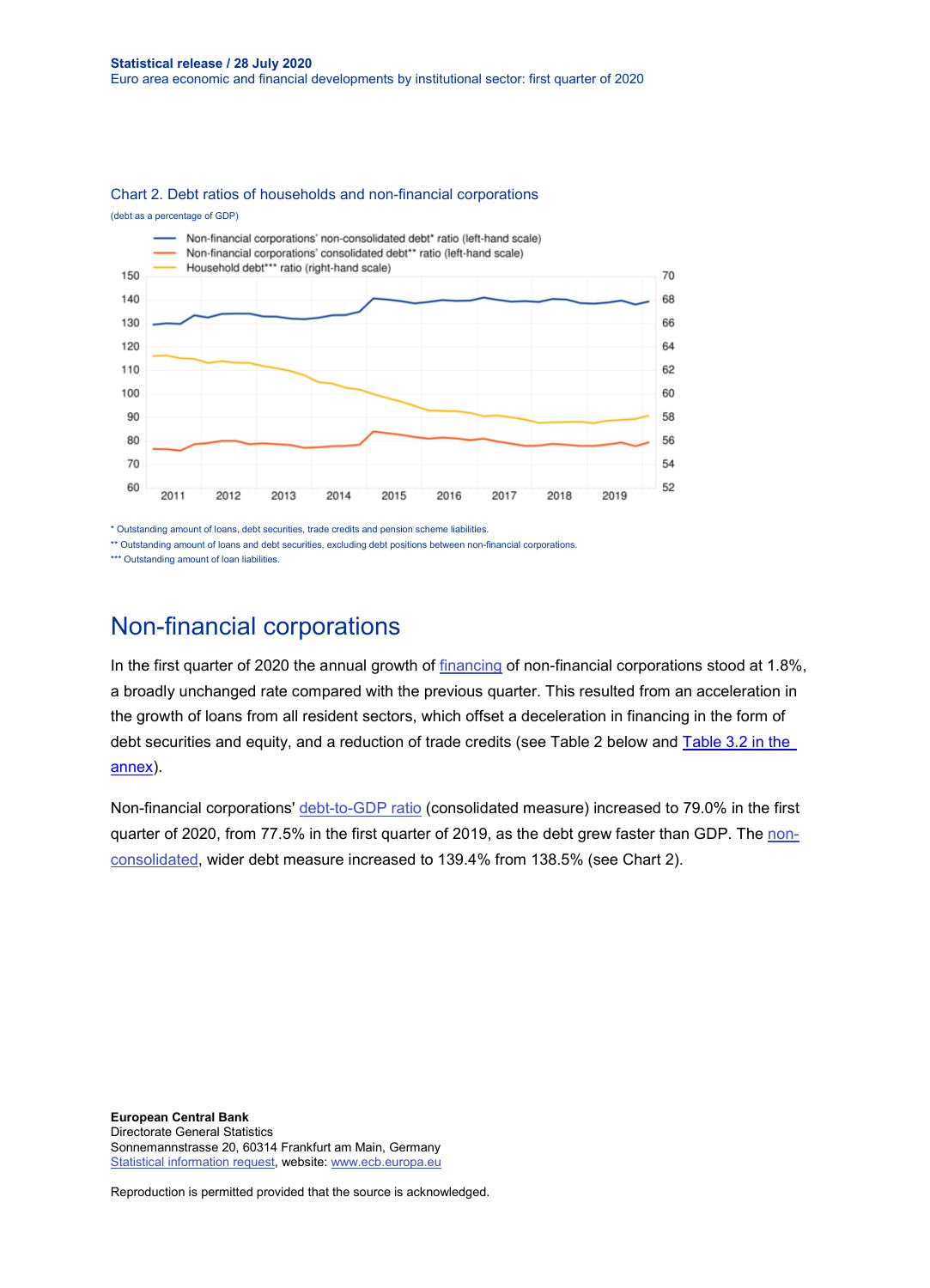Chart 2. Debt ratios of households and non-financial corporations

(debt as a percentage of GDP)

\* Outstanding amount of loans, debt securities, trade credits and pension scheme liabilities.

\*\* Outstanding amount of loans and debt securities, excluding debt positions between non-financial corporations.

\*\*\* Outstanding amount of loan liabilities.

## Non-financial corporations

In the first quarter of 2020 the annual growth of financing of non-financial corporations stood at 1.8%, a broadly unchanged rate compared with the previous quarter. This resulted from an acceleration in the growth of loans from all resident sectors, which offset a deceleration in financing in the form of debt securities and equity, and a reduction of trade credits (see Table 2 below and Table 3.2 in the annex).

Non-financial corporations' debt-to-GDP ratio (consolidated measure) increased to 79.0% in the first quarter of 2020, from 77.5% in the first quarter of 2019, as the debt grew faster than GDP. The non-consolidated, wider debt measure increased to 139.4% from 138.5% (see Chart 2).

**European Central Bank**
Directorate General Statistics
Sonnemannstrasse 20, 60314 Frankfurt am Main, Germany
Statistical information request, website: www.ecb.europa.eu

Reproduction is permitted provided that the source is acknowledged.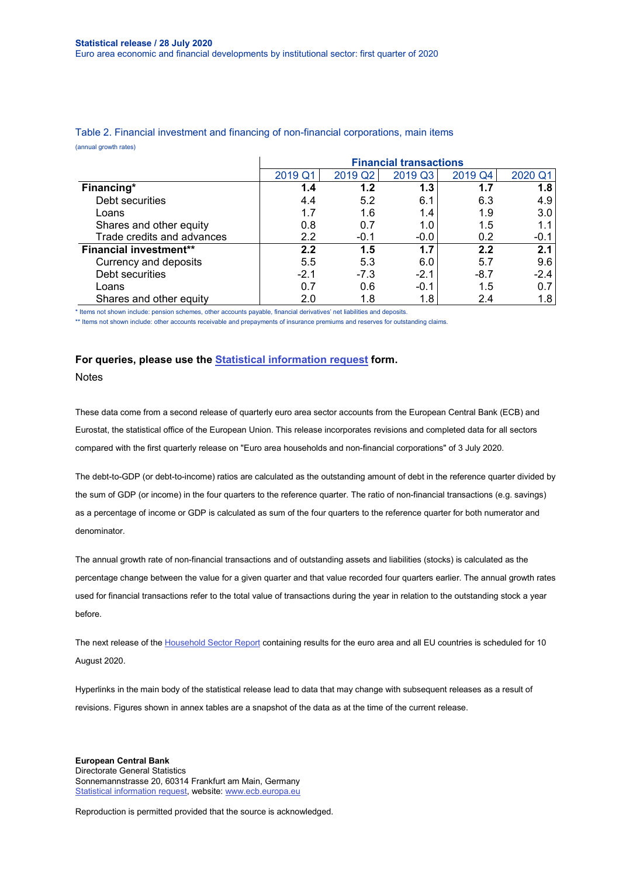Table 2. Financial investment and financing of non-financial corporations, main items

(annual growth rates)

| | Financial transactions | | | | |
|---|---|---|---|---|---|
| | 2019 Q1 | 2019 Q2 | 2019 Q3 | 2019 Q4 | 2020 Q1 |
| **Financing*** | **1.4** | **1.2** | **1.3** | **1.7** | **1.8** |
| Debt securities | 4.4 | 5.2 | 6.1 | 6.3 | 4.9 |
| Loans | 1.7 | 1.6 | 1.4 | 1.9 | 3.0 |
| Shares and other equity | 0.8 | 0.7 | 1.0 | 1.5 | 1.1 |
| Trade credits and advances | 2.2 | -0.1 | -0.0 | 0.2 | -0.1 |
| **Financial investment**** | **2.2** | **1.5** | **1.7** | **2.2** | **2.1** |
| Currency and deposits | 5.5 | 5.3 | 6.0 | 5.7 | 9.6 |
| Debt securities | -2.1 | -7.3 | -2.1 | -8.7 | -2.4 |
| Loans | 0.7 | 0.6 | -0.1 | 1.5 | 0.7 |
| Shares and other equity | 2.0 | 1.8 | 1.8 | 2.4 | 1.8 |

* Items not shown include: pension schemes, other accounts payable, financial derivatives' net liabilities and deposits.

** Items not shown include: other accounts receivable and prepayments of insurance premiums and reserves for outstanding claims.

**For queries, please use the Statistical information request form.**

Notes

These data come from a second release of quarterly euro area sector accounts from the European Central Bank (ECB) and Eurostat, the statistical office of the European Union. This release incorporates revisions and completed data for all sectors compared with the first quarterly release on "Euro area households and non-financial corporations" of 3 July 2020.

The debt-to-GDP (or debt-to-income) ratios are calculated as the outstanding amount of debt in the reference quarter divided by the sum of GDP (or income) in the four quarters to the reference quarter. The ratio of non-financial transactions (e.g. savings) as a percentage of income or GDP is calculated as sum of the four quarters to the reference quarter for both numerator and denominator.

The annual growth rate of non-financial transactions and of outstanding assets and liabilities (stocks) is calculated as the percentage change between the value for a given quarter and that value recorded four quarters earlier. The annual growth rates used for financial transactions refer to the total value of transactions during the year in relation to the outstanding stock a year before.

The next release of the Household Sector Report containing results for the euro area and all EU countries is scheduled for 10 August 2020.

Hyperlinks in the main body of the statistical release lead to data that may change with subsequent releases as a result of revisions. Figures shown in annex tables are a snapshot of the data as at the time of the current release.

**European Central Bank**
Directorate General Statistics
Sonnemannstrasse 20, 60314 Frankfurt am Main, Germany
Statistical information request, website: www.ecb.europa.eu

Reproduction is permitted provided that the source is acknowledged.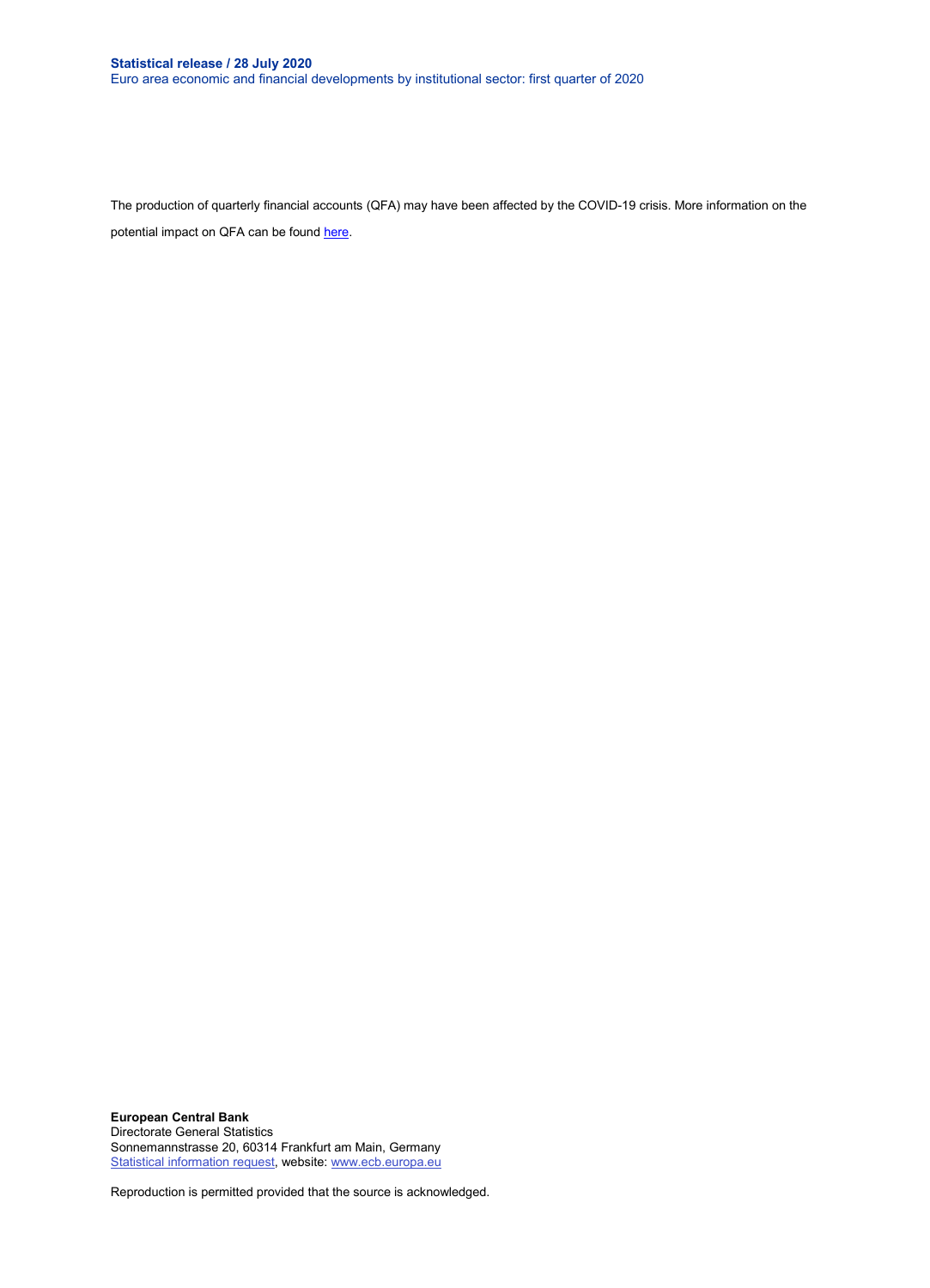The production of quarterly financial accounts (QFA) may have been affected by the COVID-19 crisis. More information on the potential impact on QFA can be found here.

**European Central Bank**
Directorate General Statistics
Sonnemannstrasse 20, 60314 Frankfurt am Main, Germany
Statistical information request, website: www.ecb.europa.eu

Reproduction is permitted provided that the source is acknowledged.